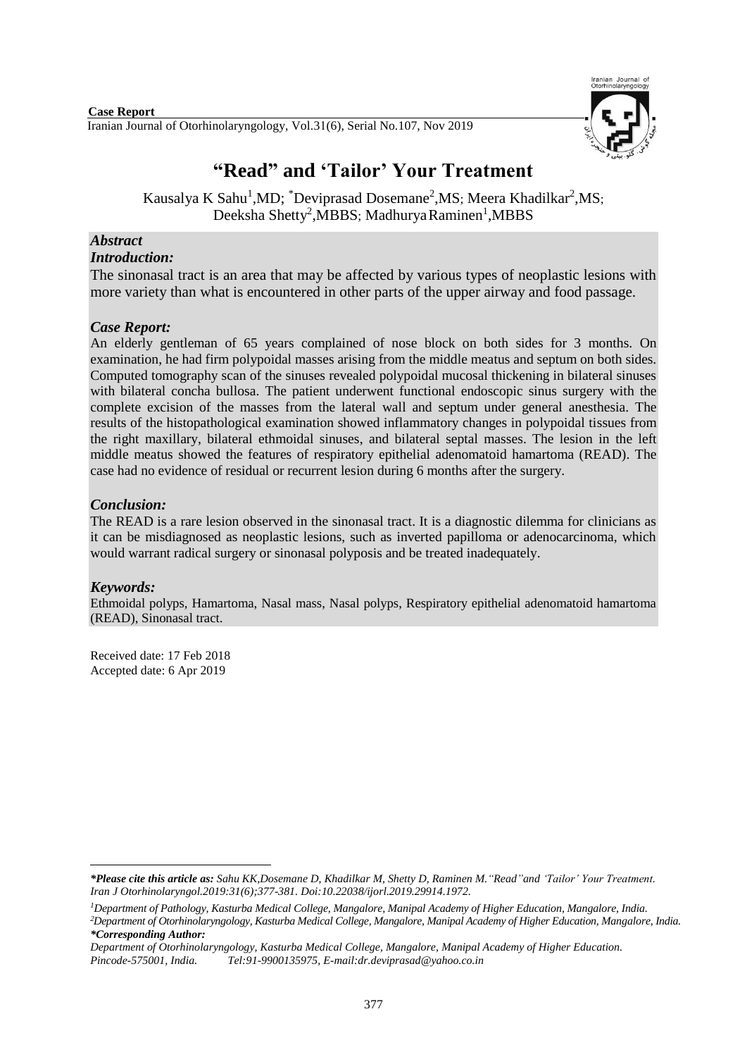**Case Report**

# "Read" and 'Tailor' Your Treatment

Kausalya K Sahu[1],MD; *Deviprasad Dosemane[2],MS; Meera Khadilkar[2],MS; Deeksha Shetty[2],MBBS; Madhurya Raminen[1],MBBS

## *Abstract*

### *Introduction:*

The sinonasal tract is an area that may be affected by various types of neoplastic lesions with more variety than what is encountered in other parts of the upper airway and food passage.

### *Case Report:*

An elderly gentleman of 65 years complained of nose block on both sides for 3 months. On examination, he had firm polypoidal masses arising from the middle meatus and septum on both sides. Computed tomography scan of the sinuses revealed polypoidal mucosal thickening in bilateral sinuses with bilateral concha bullosa. The patient underwent functional endoscopic sinus surgery with the complete excision of the masses from the lateral wall and septum under general anesthesia. The results of the histopathological examination showed inflammatory changes in polypoidal tissues from the right maxillary, bilateral ethmoidal sinuses, and bilateral septal masses. The lesion in the left middle meatus showed the features of respiratory epithelial adenomatoid hamartoma (READ). The case had no evidence of residual or recurrent lesion during 6 months after the surgery.

### *Conclusion:*

The READ is a rare lesion observed in the sinonasal tract. It is a diagnostic dilemma for clinicians as it can be misdiagnosed as neoplastic lesions, such as inverted papilloma or adenocarcinoma, which would warrant radical surgery or sinonasal polyposis and be treated inadequately.

### *Keywords:*

Ethmoidal polyps, Hamartoma, Nasal mass, Nasal polyps, Respiratory epithelial adenomatoid hamartoma (READ), Sinonasal tract.

Received date: 17 Feb 2018
Accepted date: 6 Apr 2019

---

***Please cite this article as:** *Sahu KK,Dosemane D, Khadilkar M, Shetty D, Raminen M."Read"and 'Tailor' Your Treatment. Iran J Otorhinolaryngol.2019:31(6);377-381. Doi:10.22038/ijorl.2019.29914.1972.*

*[1]Department of Pathology, Kasturba Medical College, Mangalore, Manipal Academy of Higher Education, Mangalore, India.*
*[2]Department of Otorhinolaryngology, Kasturba Medical College, Mangalore, Manipal Academy of Higher Education, Mangalore, India.*
***\*Corresponding Author:***
*Department of Otorhinolaryngology, Kasturba Medical College, Mangalore, Manipal Academy of Higher Education. Pincode-575001, India. Tel:91-9900135975, E-mail:dr.deviprasad@yahoo.co.in*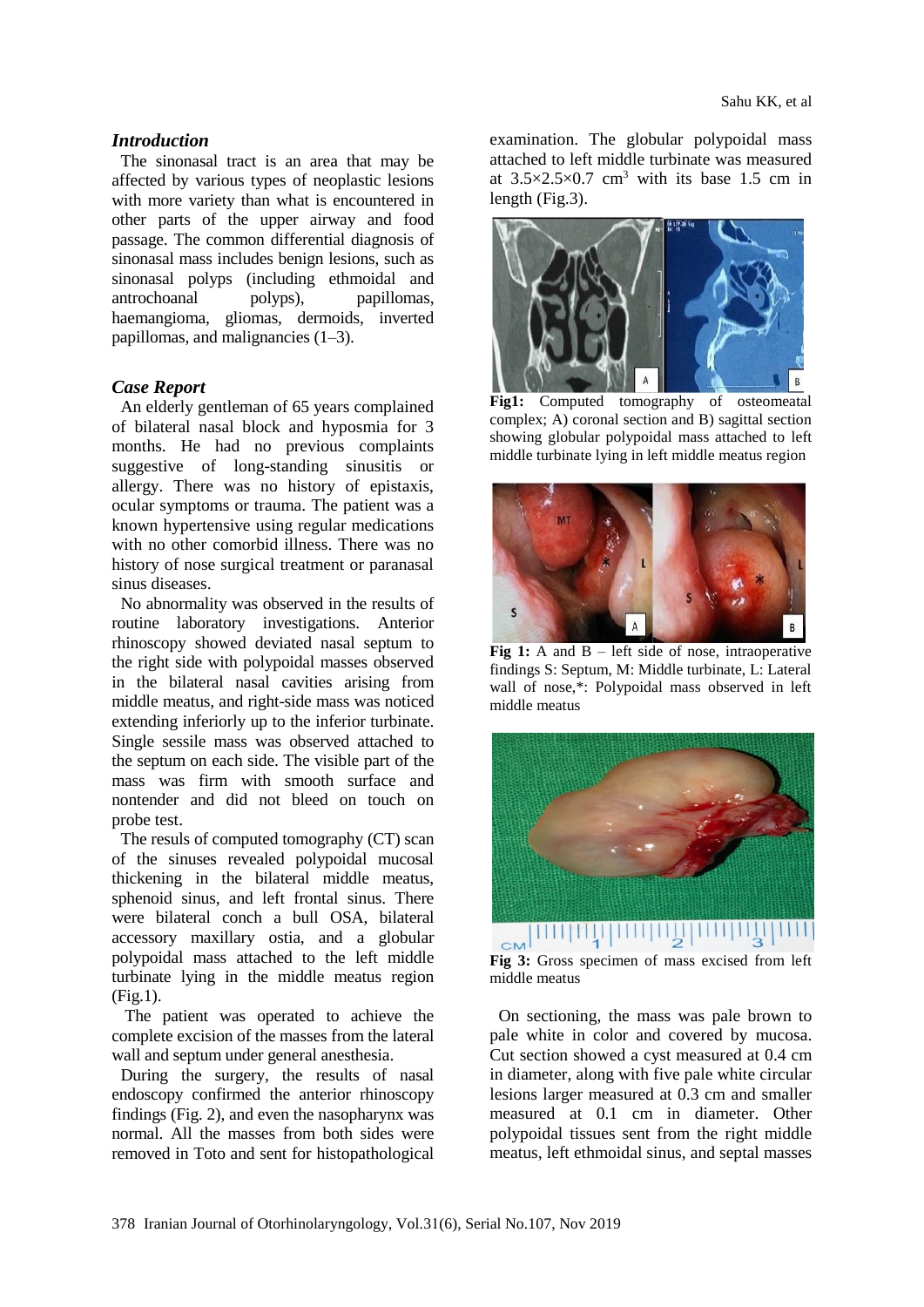### *Introduction*

The sinonasal tract is an area that may be affected by various types of neoplastic lesions with more variety than what is encountered in other parts of the upper airway and food passage. The common differential diagnosis of sinonasal mass includes benign lesions, such as sinonasal polyps (including ethmoidal and antrochoanal polyps), papillomas, haemangioma, gliomas, dermoids, inverted papillomas, and malignancies (1–3).

### *Case Report*

An elderly gentleman of 65 years complained of bilateral nasal block and hyposmia for 3 months. He had no previous complaints suggestive of long-standing sinusitis or allergy. There was no history of epistaxis, ocular symptoms or trauma. The patient was a known hypertensive using regular medications with no other comorbid illness. There was no history of nose surgical treatment or paranasal sinus diseases.

No abnormality was observed in the results of routine laboratory investigations. Anterior rhinoscopy showed deviated nasal septum to the right side with polypoidal masses observed in the bilateral nasal cavities arising from middle meatus, and right-side mass was noticed extending inferiorly up to the inferior turbinate. Single sessile mass was observed attached to the septum on each side. The visible part of the mass was firm with smooth surface and nontender and did not bleed on touch on probe test.

The resuls of computed tomography (CT) scan of the sinuses revealed polypoidal mucosal thickening in the bilateral middle meatus, sphenoid sinus, and left frontal sinus. There were bilateral conch a bull OSA, bilateral accessory maxillary ostia, and a globular polypoidal mass attached to the left middle turbinate lying in the middle meatus region (Fig.1).

The patient was operated to achieve the complete excision of the masses from the lateral wall and septum under general anesthesia.

During the surgery, the results of nasal endoscopy confirmed the anterior rhinoscopy findings (Fig. 2), and even the nasopharynx was normal. All the masses from both sides were removed in Toto and sent for histopathological examination. The globular polypoidal mass attached to left middle turbinate was measured at $3.5 \times 2.5 \times 0.7$ cm$^3$ with its base 1.5 cm in length (Fig.3).

**Fig1:** Computed tomography of osteomeatal complex; A) coronal section and B) sagittal section showing globular polypoidal mass attached to left middle turbinate lying in left middle meatus region

**Fig 1:** A and B – left side of nose, intraoperative findings S: Septum, M: Middle turbinate, L: Lateral wall of nose,*: Polypoidal mass observed in left middle meatus

**Fig 3:** Gross specimen of mass excised from left middle meatus

On sectioning, the mass was pale brown to pale white in color and covered by mucosa. Cut section showed a cyst measured at 0.4 cm in diameter, along with five pale white circular lesions larger measured at 0.3 cm and smaller measured at 0.1 cm in diameter. Other polypoidal tissues sent from the right middle meatus, left ethmoidal sinus, and septal masses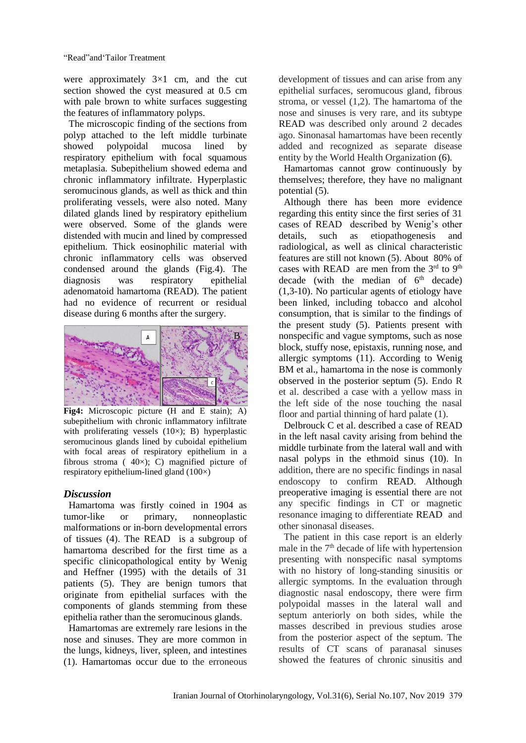were approximately 3×1 cm, and the cut section showed the cyst measured at 0.5 cm with pale brown to white surfaces suggesting the features of inflammatory polyps.

The microscopic finding of the sections from polyp attached to the left middle turbinate showed polypoidal mucosa lined by respiratory epithelium with focal squamous metaplasia. Subepithelium showed edema and chronic inflammatory infiltrate. Hyperplastic seromucinous glands, as well as thick and thin proliferating vessels, were also noted. Many dilated glands lined by respiratory epithelium were observed. Some of the glands were distended with mucin and lined by compressed epithelium. Thick eosinophilic material with chronic inflammatory cells was observed condensed around the glands (Fig.4). The diagnosis was respiratory epithelial adenomatoid hamartoma (READ). The patient had no evidence of recurrent or residual disease during 6 months after the surgery.

**Fig4:** Microscopic picture (H and E stain); A) subepithelium with chronic inflammatory infiltrate with proliferating vessels (10×); B) hyperplastic seromucinous glands lined by cuboidal epithelium with focal areas of respiratory epithelium in a fibrous stroma ( 40×); C) magnified picture of respiratory epithelium-lined gland (100×)

### *Discussion*

Hamartoma was firstly coined in 1904 as tumor-like or primary, nonneoplastic malformations or in-born developmental errors of tissues (4). The READ is a subgroup of hamartoma described for the first time as a specific clinicopathological entity by Wenig and Heffner (1995) with the details of 31 patients (5). They are benign tumors that originate from epithelial surfaces with the components of glands stemming from these epithelia rather than the seromucinous glands.

Hamartomas are extremely rare lesions in the nose and sinuses. They are more common in the lungs, kidneys, liver, spleen, and intestines (1). Hamartomas occur due to the erroneous development of tissues and can arise from any epithelial surfaces, seromucous gland, fibrous stroma, or vessel (1,2). The hamartoma of the nose and sinuses is very rare, and its subtype READ was described only around 2 decades ago. Sinonasal hamartomas have been recently added and recognized as separate disease entity by the World Health Organization (6).

Hamartomas cannot grow continuously by themselves; therefore, they have no malignant potential (5).

Although there has been more evidence regarding this entity since the first series of 31 cases of READ described by Wenig's other details, such as etiopathogenesis and radiological, as well as clinical characteristic features are still not known (5). About 80% of cases with READ are men from the 3rd to 9th decade (with the median of 6th decade) (1,3-10). No particular agents of etiology have been linked, including tobacco and alcohol consumption, that is similar to the findings of the present study (5). Patients present with nonspecific and vague symptoms, such as nose block, stuffy nose, epistaxis, running nose, and allergic symptoms (11). According to Wenig BM et al., hamartoma in the nose is commonly observed in the posterior septum (5). Endo R et al. described a case with a yellow mass in the left side of the nose touching the nasal floor and partial thinning of hard palate (1).

Delbrouck C et al. described a case of READ in the left nasal cavity arising from behind the middle turbinate from the lateral wall and with nasal polyps in the ethmoid sinus (10). In addition, there are no specific findings in nasal endoscopy to confirm READ. Although preoperative imaging is essential there are not any specific findings in CT or magnetic resonance imaging to differentiate READ and other sinonasal diseases.

The patient in this case report is an elderly male in the 7th decade of life with hypertension presenting with nonspecific nasal symptoms with no history of long-standing sinusitis or allergic symptoms. In the evaluation through diagnostic nasal endoscopy, there were firm polypoidal masses in the lateral wall and septum anteriorly on both sides, while the masses described in previous studies arose from the posterior aspect of the septum. The results of CT scans of paranasal sinuses showed the features of chronic sinusitis and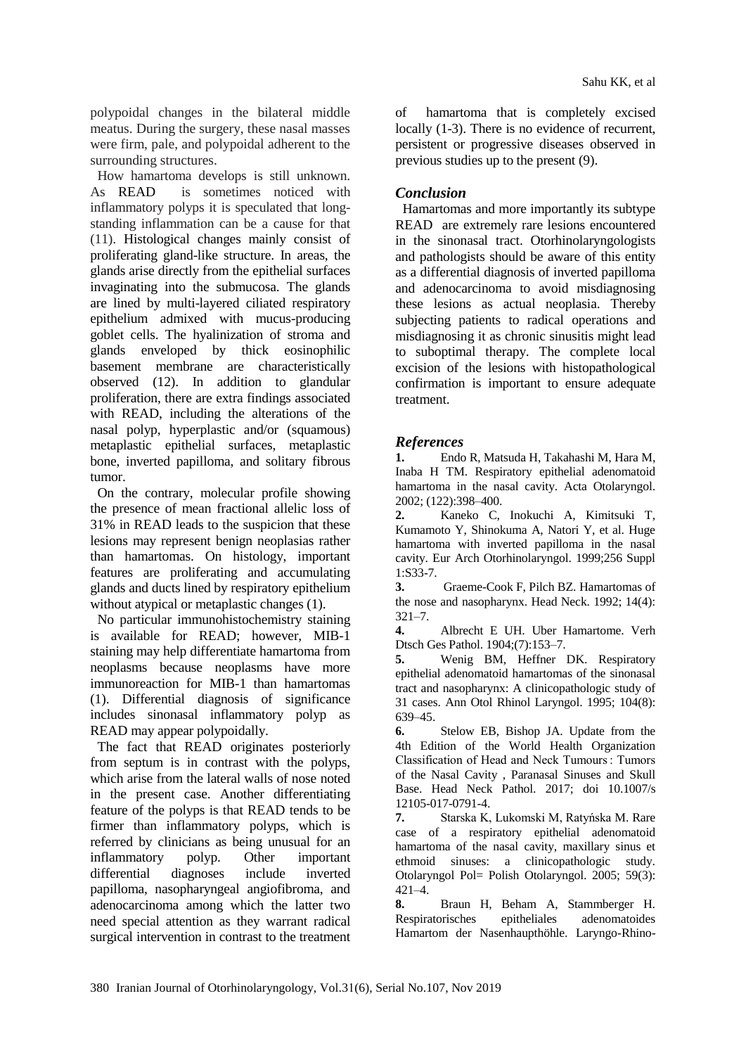polypoidal changes in the bilateral middle meatus. During the surgery, these nasal masses were firm, pale, and polypoidal adherent to the surrounding structures.

How hamartoma develops is still unknown. As READ is sometimes noticed with inflammatory polyps it is speculated that long-standing inflammation can be a cause for that (11). Histological changes mainly consist of proliferating gland-like structure. In areas, the glands arise directly from the epithelial surfaces invaginating into the submucosa. The glands are lined by multi-layered ciliated respiratory epithelium admixed with mucus-producing goblet cells. The hyalinization of stroma and glands enveloped by thick eosinophilic basement membrane are characteristically observed (12). In addition to glandular proliferation, there are extra findings associated with READ, including the alterations of the nasal polyp, hyperplastic and/or (squamous) metaplastic epithelial surfaces, metaplastic bone, inverted papilloma, and solitary fibrous tumor.

On the contrary, molecular profile showing the presence of mean fractional allelic loss of 31% in READ leads to the suspicion that these lesions may represent benign neoplasias rather than hamartomas. On histology, important features are proliferating and accumulating glands and ducts lined by respiratory epithelium without atypical or metaplastic changes (1).

No particular immunohistochemistry staining is available for READ; however, MIB-1 staining may help differentiate hamartoma from neoplasms because neoplasms have more immunoreaction for MIB-1 than hamartomas (1). Differential diagnosis of significance includes sinonasal inflammatory polyp as READ may appear polypoidally.

The fact that READ originates posteriorly from septum is in contrast with the polyps, which arise from the lateral walls of nose noted in the present case. Another differentiating feature of the polyps is that READ tends to be firmer than inflammatory polyps, which is referred by clinicians as being unusual for an inflammatory polyp. Other important differential diagnoses include inverted papilloma, nasopharyngeal angiofibroma, and adenocarcinoma among which the latter two need special attention as they warrant radical surgical intervention in contrast to the treatment of hamartoma that is completely excised locally (1-3). There is no evidence of recurrent, persistent or progressive diseases observed in previous studies up to the present (9).

## *Conclusion*

Hamartomas and more importantly its subtype READ are extremely rare lesions encountered in the sinonasal tract. Otorhinolaryngologists and pathologists should be aware of this entity as a differential diagnosis of inverted papilloma and adenocarcinoma to avoid misdiagnosing these lesions as actual neoplasia. Thereby subjecting patients to radical operations and misdiagnosing it as chronic sinusitis might lead to suboptimal therapy. The complete local excision of the lesions with histopathological confirmation is important to ensure adequate treatment.

## *References*

**1.** Endo R, Matsuda H, Takahashi M, Hara M, Inaba H TM. Respiratory epithelial adenomatoid hamartoma in the nasal cavity. Acta Otolaryngol. 2002; (122):398–400.

**2.** Kaneko C, Inokuchi A, Kimitsuki T, Kumamoto Y, Shinokuma A, Natori Y, et al. Huge hamartoma with inverted papilloma in the nasal cavity. Eur Arch Otorhinolaryngol. 1999;256 Suppl 1:S33-7.

**3.** Graeme-Cook F, Pilch BZ. Hamartomas of the nose and nasopharynx. Head Neck. 1992; 14(4): 321–7.

**4.** Albrecht E UH. Uber Hamartome. Verh Dtsch Ges Pathol. 1904;(7):153–7.

**5.** Wenig BM, Heffner DK. Respiratory epithelial adenomatoid hamartomas of the sinonasal tract and nasopharynx: A clinicopathologic study of 31 cases. Ann Otol Rhinol Laryngol. 1995; 104(8): 639–45.

**6.** Stelow EB, Bishop JA. Update from the 4th Edition of the World Health Organization Classification of Head and Neck Tumours : Tumors of the Nasal Cavity , Paranasal Sinuses and Skull Base. Head Neck Pathol. 2017; doi 10.1007/s 12105-017-0791-4.

**7.** Starska K, Lukomski M, Ratyńska M. Rare case of a respiratory epithelial adenomatoid hamartoma of the nasal cavity, maxillary sinus et ethmoid sinuses: a clinicopathologic study. Otolaryngol Pol= Polish Otolaryngol. 2005; 59(3): 421–4.

**8.** Braun H, Beham A, Stammberger H. Respiratorisches epitheliales adenomatoides Hamartom der Nasenhaupthöhle. Laryngo-Rhino-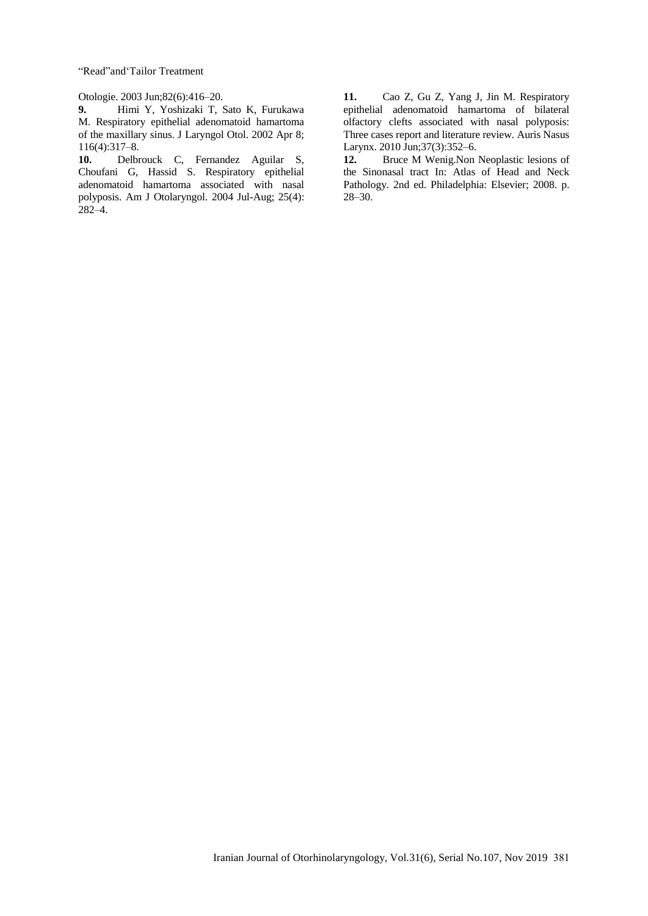Otologie. 2003 Jun;82(6):416–20.

**9.** Himi Y, Yoshizaki T, Sato K, Furukawa M. Respiratory epithelial adenomatoid hamartoma of the maxillary sinus. J Laryngol Otol. 2002 Apr 8; 116(4):317–8.

**10.** Delbrouck C, Fernandez Aguilar S, Choufani G, Hassid S. Respiratory epithelial adenomatoid hamartoma associated with nasal polyposis. Am J Otolaryngol. 2004 Jul-Aug; 25(4): 282–4.

**11.** Cao Z, Gu Z, Yang J, Jin M. Respiratory epithelial adenomatoid hamartoma of bilateral olfactory clefts associated with nasal polyposis: Three cases report and literature review. Auris Nasus Larynx. 2010 Jun;37(3):352–6.

**12.** Bruce M Wenig.Non Neoplastic lesions of the Sinonasal tract In: Atlas of Head and Neck Pathology. 2nd ed. Philadelphia: Elsevier; 2008. p. 28–30.